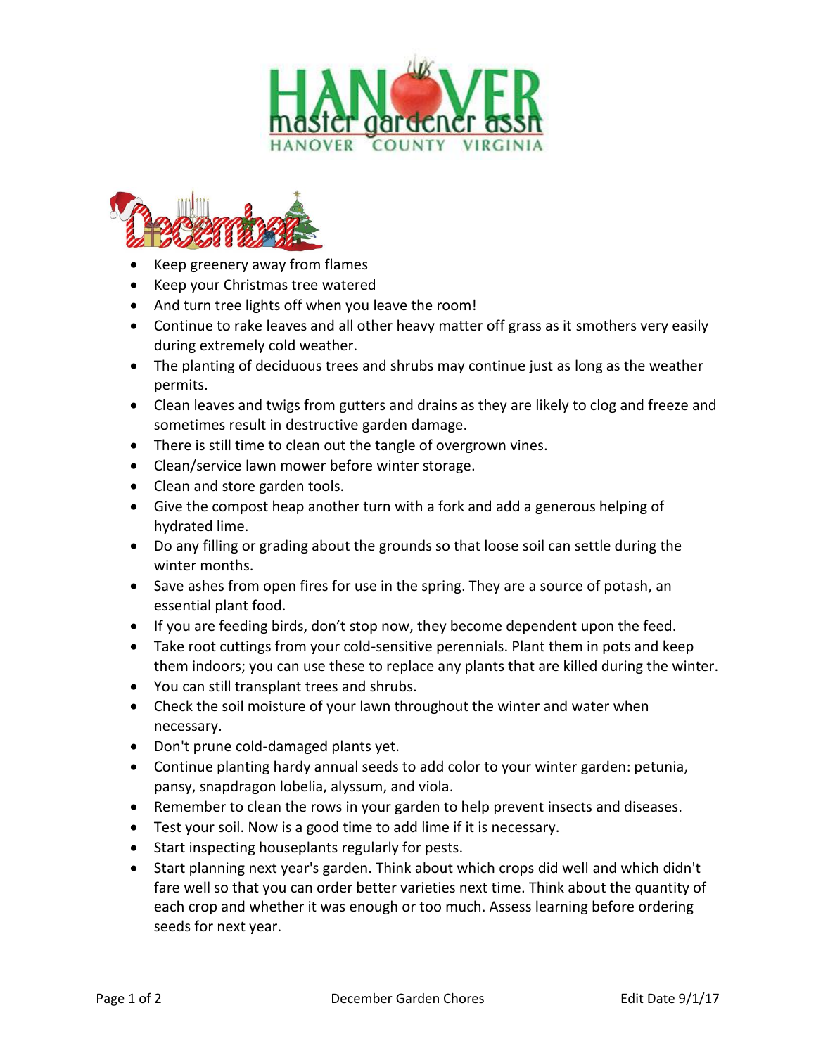# HANOVER master gardener assn

HANOVER COUNTY VIRGINIA

## December

- Keep greenery away from flames
- Keep your Christmas tree watered
- And turn tree lights off when you leave the room!
- Continue to rake leaves and all other heavy matter off grass as it smothers very easily during extremely cold weather.
- The planting of deciduous trees and shrubs may continue just as long as the weather permits.
- Clean leaves and twigs from gutters and drains as they are likely to clog and freeze and sometimes result in destructive garden damage.
- There is still time to clean out the tangle of overgrown vines.
- Clean/service lawn mower before winter storage.
- Clean and store garden tools.
- Give the compost heap another turn with a fork and add a generous helping of hydrated lime.
- Do any filling or grading about the grounds so that loose soil can settle during the winter months.
- Save ashes from open fires for use in the spring. They are a source of potash, an essential plant food.
- If you are feeding birds, don't stop now, they become dependent upon the feed.
- Take root cuttings from your cold-sensitive perennials. Plant them in pots and keep them indoors; you can use these to replace any plants that are killed during the winter.
- You can still transplant trees and shrubs.
- Check the soil moisture of your lawn throughout the winter and water when necessary.
- Don't prune cold-damaged plants yet.
- Continue planting hardy annual seeds to add color to your winter garden: petunia, pansy, snapdragon lobelia, alyssum, and viola.
- Remember to clean the rows in your garden to help prevent insects and diseases.
- Test your soil. Now is a good time to add lime if it is necessary.
- Start inspecting houseplants regularly for pests.
- Start planning next year's garden. Think about which crops did well and which didn't fare well so that you can order better varieties next time. Think about the quantity of each crop and whether it was enough or too much. Assess learning before ordering seeds for next year.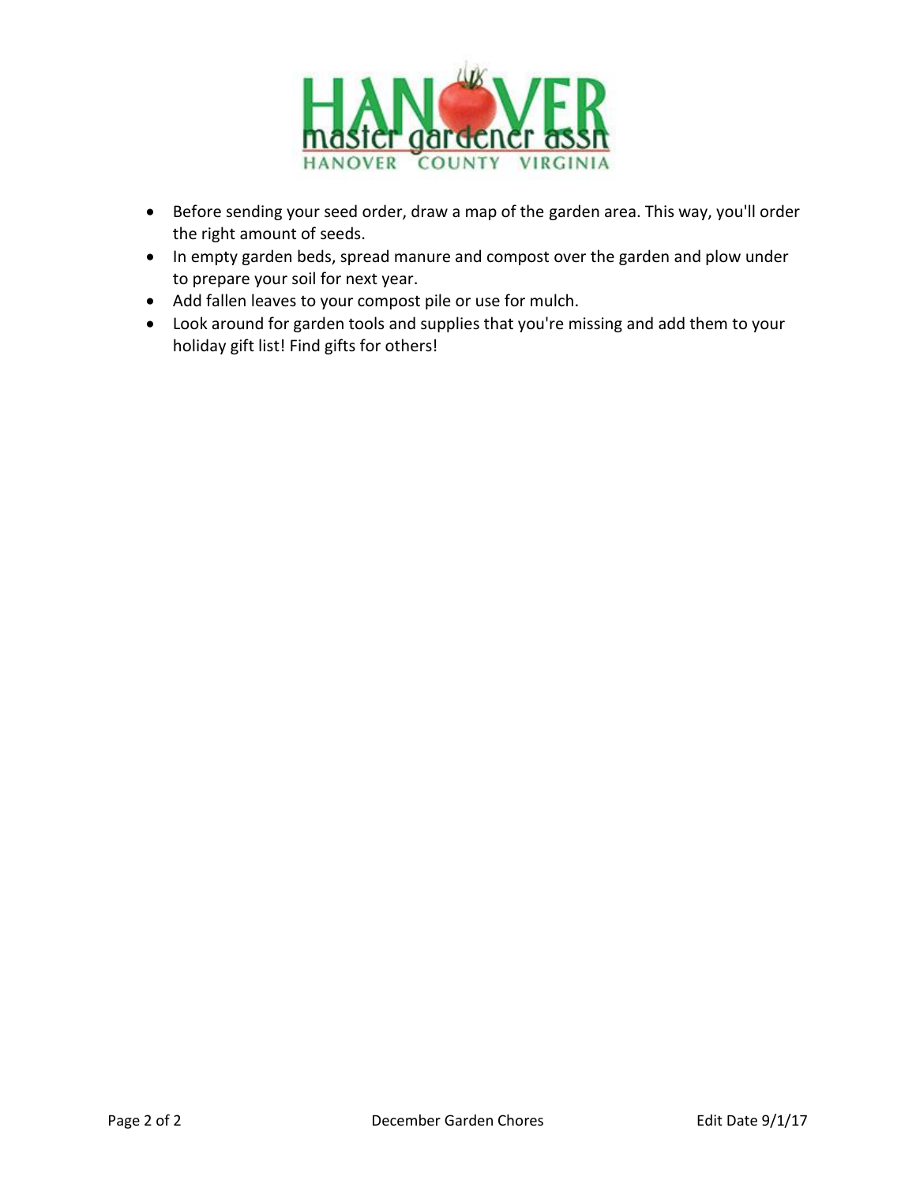- Before sending your seed order, draw a map of the garden area. This way, you'll order the right amount of seeds.
- In empty garden beds, spread manure and compost over the garden and plow under to prepare your soil for next year.
- Add fallen leaves to your compost pile or use for mulch.
- Look around for garden tools and supplies that you're missing and add them to your holiday gift list! Find gifts for others!